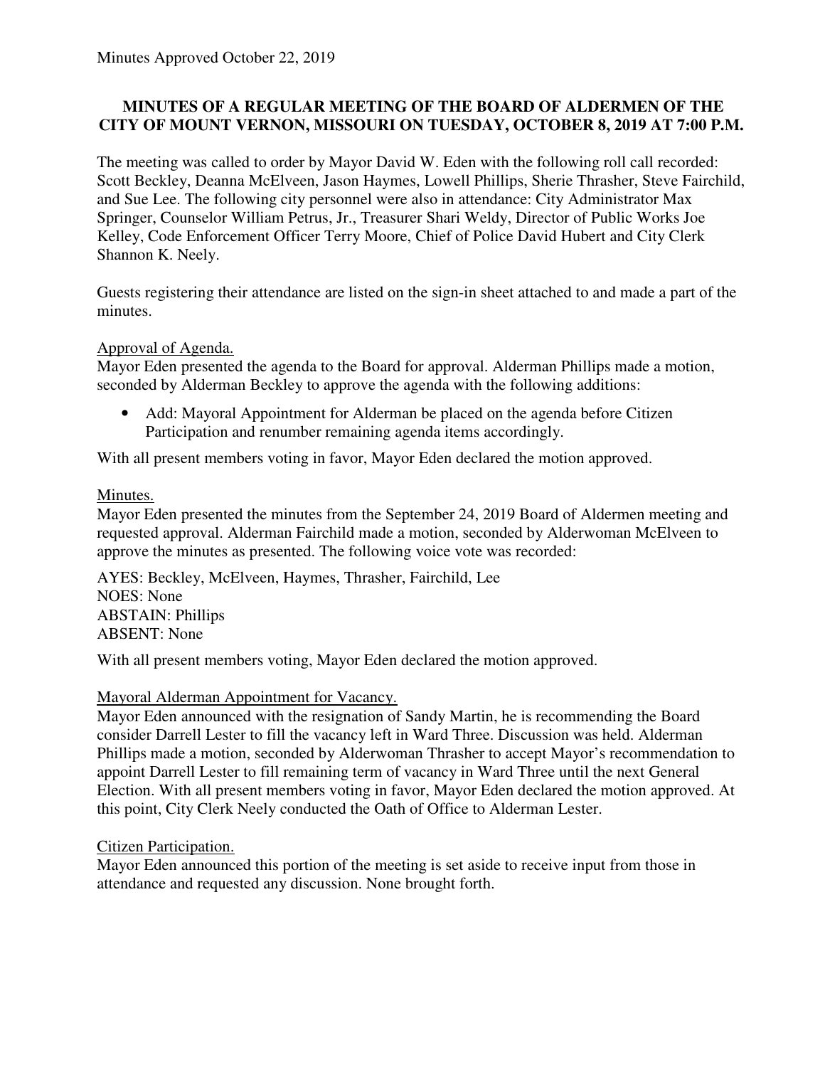Minutes Approved October 22, 2019

**MINUTES OF A REGULAR MEETING OF THE BOARD OF ALDERMEN OF THE CITY OF MOUNT VERNON, MISSOURI ON TUESDAY, OCTOBER 8, 2019 AT 7:00 P.M.**

The meeting was called to order by Mayor David W. Eden with the following roll call recorded: Scott Beckley, Deanna McElveen, Jason Haymes, Lowell Phillips, Sherie Thrasher, Steve Fairchild, and Sue Lee. The following city personnel were also in attendance: City Administrator Max Springer, Counselor William Petrus, Jr., Treasurer Shari Weldy, Director of Public Works Joe Kelley, Code Enforcement Officer Terry Moore, Chief of Police David Hubert and City Clerk Shannon K. Neely.

Guests registering their attendance are listed on the sign-in sheet attached to and made a part of the minutes.

Approval of Agenda.

Mayor Eden presented the agenda to the Board for approval. Alderman Phillips made a motion, seconded by Alderman Beckley to approve the agenda with the following additions:

- Add: Mayoral Appointment for Alderman be placed on the agenda before Citizen Participation and renumber remaining agenda items accordingly.

With all present members voting in favor, Mayor Eden declared the motion approved.

Minutes.

Mayor Eden presented the minutes from the September 24, 2019 Board of Aldermen meeting and requested approval. Alderman Fairchild made a motion, seconded by Alderwoman McElveen to approve the minutes as presented. The following voice vote was recorded:

AYES: Beckley, McElveen, Haymes, Thrasher, Fairchild, Lee
NOES: None
ABSTAIN: Phillips
ABSENT: None

With all present members voting, Mayor Eden declared the motion approved.

Mayoral Alderman Appointment for Vacancy.

Mayor Eden announced with the resignation of Sandy Martin, he is recommending the Board consider Darrell Lester to fill the vacancy left in Ward Three. Discussion was held. Alderman Phillips made a motion, seconded by Alderwoman Thrasher to accept Mayor's recommendation to appoint Darrell Lester to fill remaining term of vacancy in Ward Three until the next General Election. With all present members voting in favor, Mayor Eden declared the motion approved. At this point, City Clerk Neely conducted the Oath of Office to Alderman Lester.

Citizen Participation.

Mayor Eden announced this portion of the meeting is set aside to receive input from those in attendance and requested any discussion. None brought forth.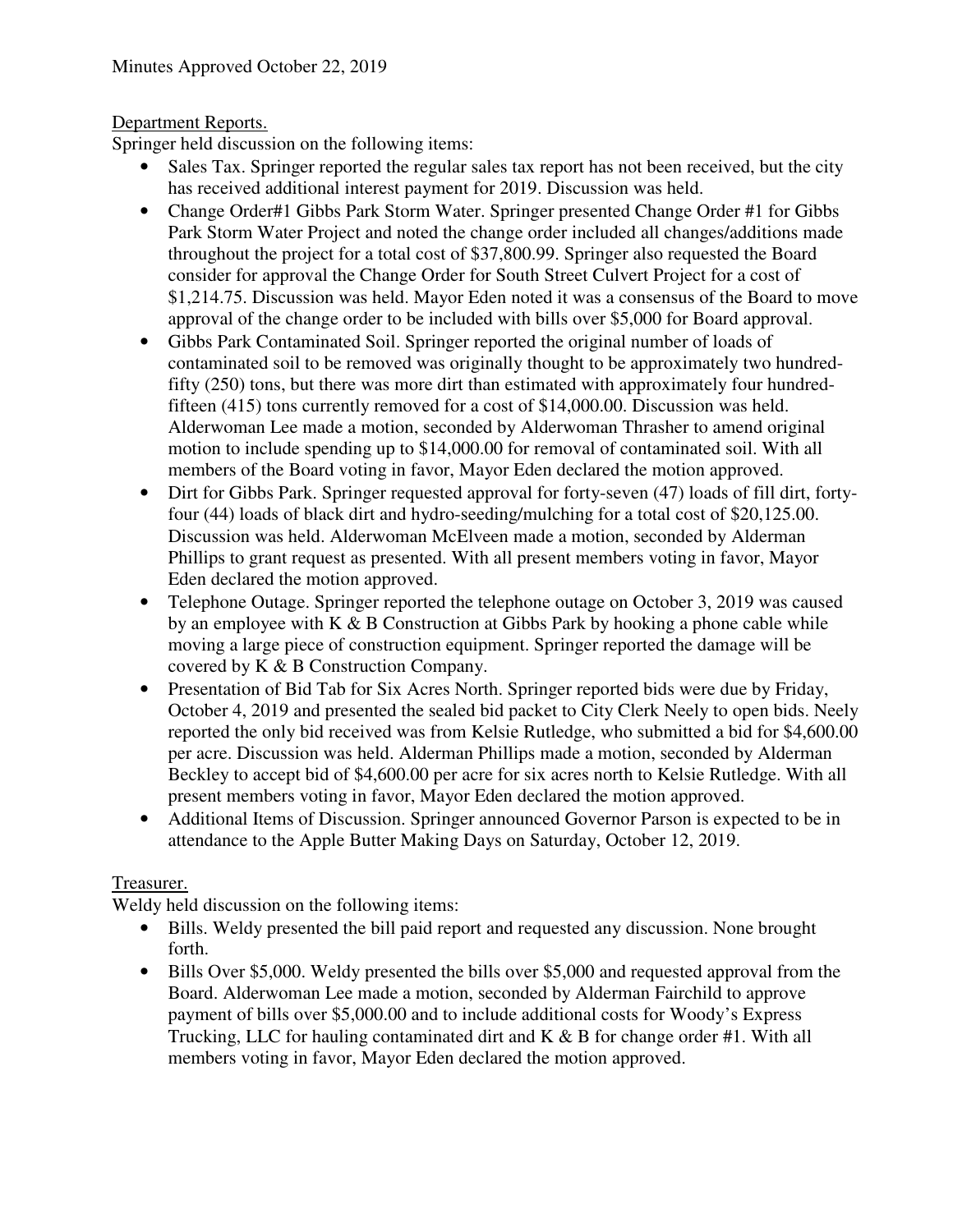Minutes Approved October 22, 2019

Department Reports.

Springer held discussion on the following items:

- Sales Tax. Springer reported the regular sales tax report has not been received, but the city has received additional interest payment for 2019. Discussion was held.
- Change Order#1 Gibbs Park Storm Water. Springer presented Change Order #1 for Gibbs Park Storm Water Project and noted the change order included all changes/additions made throughout the project for a total cost of $37,800.99. Springer also requested the Board consider for approval the Change Order for South Street Culvert Project for a cost of $1,214.75. Discussion was held. Mayor Eden noted it was a consensus of the Board to move approval of the change order to be included with bills over $5,000 for Board approval.
- Gibbs Park Contaminated Soil. Springer reported the original number of loads of contaminated soil to be removed was originally thought to be approximately two hundred-fifty (250) tons, but there was more dirt than estimated with approximately four hundred-fifteen (415) tons currently removed for a cost of $14,000.00. Discussion was held. Alderwoman Lee made a motion, seconded by Alderwoman Thrasher to amend original motion to include spending up to $14,000.00 for removal of contaminated soil. With all members of the Board voting in favor, Mayor Eden declared the motion approved.
- Dirt for Gibbs Park. Springer requested approval for forty-seven (47) loads of fill dirt, forty-four (44) loads of black dirt and hydro-seeding/mulching for a total cost of $20,125.00. Discussion was held. Alderwoman McElveen made a motion, seconded by Alderman Phillips to grant request as presented. With all present members voting in favor, Mayor Eden declared the motion approved.
- Telephone Outage. Springer reported the telephone outage on October 3, 2019 was caused by an employee with K & B Construction at Gibbs Park by hooking a phone cable while moving a large piece of construction equipment. Springer reported the damage will be covered by K & B Construction Company.
- Presentation of Bid Tab for Six Acres North. Springer reported bids were due by Friday, October 4, 2019 and presented the sealed bid packet to City Clerk Neely to open bids. Neely reported the only bid received was from Kelsie Rutledge, who submitted a bid for $4,600.00 per acre. Discussion was held. Alderman Phillips made a motion, seconded by Alderman Beckley to accept bid of $4,600.00 per acre for six acres north to Kelsie Rutledge. With all present members voting in favor, Mayor Eden declared the motion approved.
- Additional Items of Discussion. Springer announced Governor Parson is expected to be in attendance to the Apple Butter Making Days on Saturday, October 12, 2019.

Treasurer.

Weldy held discussion on the following items:

- Bills. Weldy presented the bill paid report and requested any discussion. None brought forth.
- Bills Over $5,000. Weldy presented the bills over $5,000 and requested approval from the Board. Alderwoman Lee made a motion, seconded by Alderman Fairchild to approve payment of bills over $5,000.00 and to include additional costs for Woody's Express Trucking, LLC for hauling contaminated dirt and K & B for change order #1. With all members voting in favor, Mayor Eden declared the motion approved.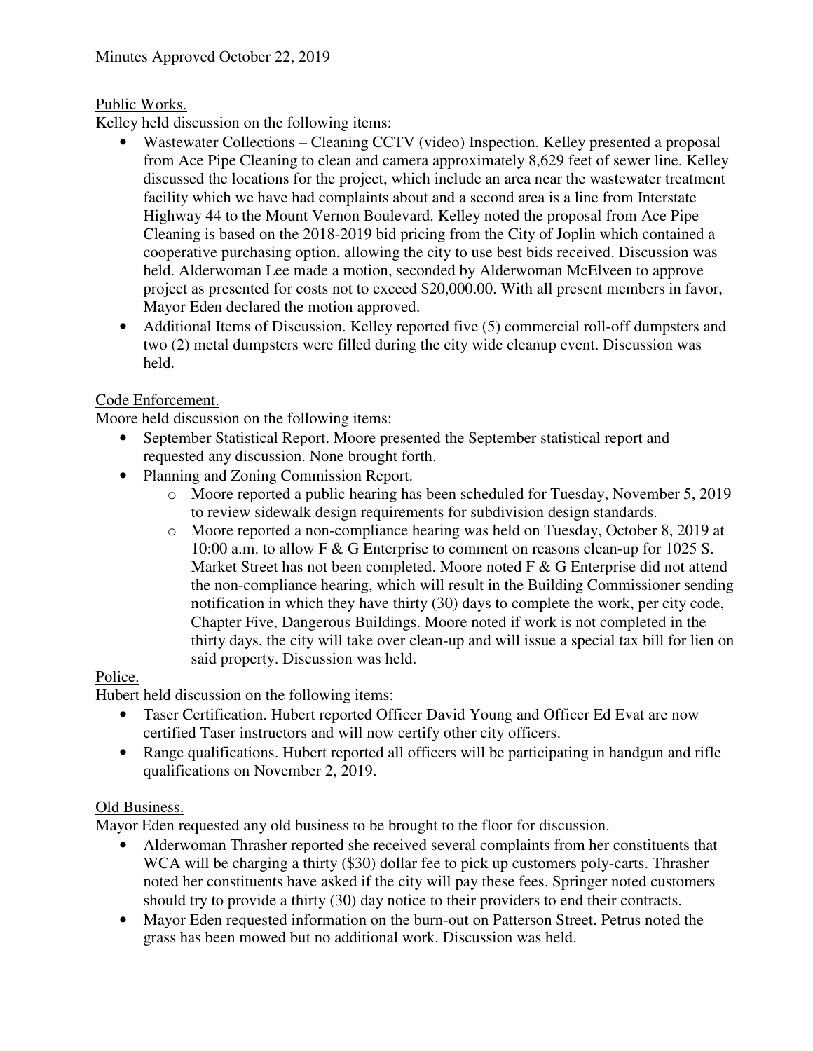Minutes Approved October 22, 2019

Public Works.

Kelley held discussion on the following items:

- Wastewater Collections – Cleaning CCTV (video) Inspection. Kelley presented a proposal from Ace Pipe Cleaning to clean and camera approximately 8,629 feet of sewer line. Kelley discussed the locations for the project, which include an area near the wastewater treatment facility which we have had complaints about and a second area is a line from Interstate Highway 44 to the Mount Vernon Boulevard. Kelley noted the proposal from Ace Pipe Cleaning is based on the 2018-2019 bid pricing from the City of Joplin which contained a cooperative purchasing option, allowing the city to use best bids received. Discussion was held. Alderwoman Lee made a motion, seconded by Alderwoman McElveen to approve project as presented for costs not to exceed $20,000.00. With all present members in favor, Mayor Eden declared the motion approved.
- Additional Items of Discussion. Kelley reported five (5) commercial roll-off dumpsters and two (2) metal dumpsters were filled during the city wide cleanup event. Discussion was held.

Code Enforcement.

Moore held discussion on the following items:

- September Statistical Report. Moore presented the September statistical report and requested any discussion. None brought forth.
- Planning and Zoning Commission Report.
    - Moore reported a public hearing has been scheduled for Tuesday, November 5, 2019 to review sidewalk design requirements for subdivision design standards.
    - Moore reported a non-compliance hearing was held on Tuesday, October 8, 2019 at 10:00 a.m. to allow F & G Enterprise to comment on reasons clean-up for 1025 S. Market Street has not been completed. Moore noted F & G Enterprise did not attend the non-compliance hearing, which will result in the Building Commissioner sending notification in which they have thirty (30) days to complete the work, per city code, Chapter Five, Dangerous Buildings. Moore noted if work is not completed in the thirty days, the city will take over clean-up and will issue a special tax bill for lien on said property. Discussion was held.

Police.

Hubert held discussion on the following items:

- Taser Certification. Hubert reported Officer David Young and Officer Ed Evat are now certified Taser instructors and will now certify other city officers.
- Range qualifications. Hubert reported all officers will be participating in handgun and rifle qualifications on November 2, 2019.

Old Business.

Mayor Eden requested any old business to be brought to the floor for discussion.

- Alderwoman Thrasher reported she received several complaints from her constituents that WCA will be charging a thirty ($30) dollar fee to pick up customers poly-carts. Thrasher noted her constituents have asked if the city will pay these fees. Springer noted customers should try to provide a thirty (30) day notice to their providers to end their contracts.
- Mayor Eden requested information on the burn-out on Patterson Street. Petrus noted the grass has been mowed but no additional work. Discussion was held.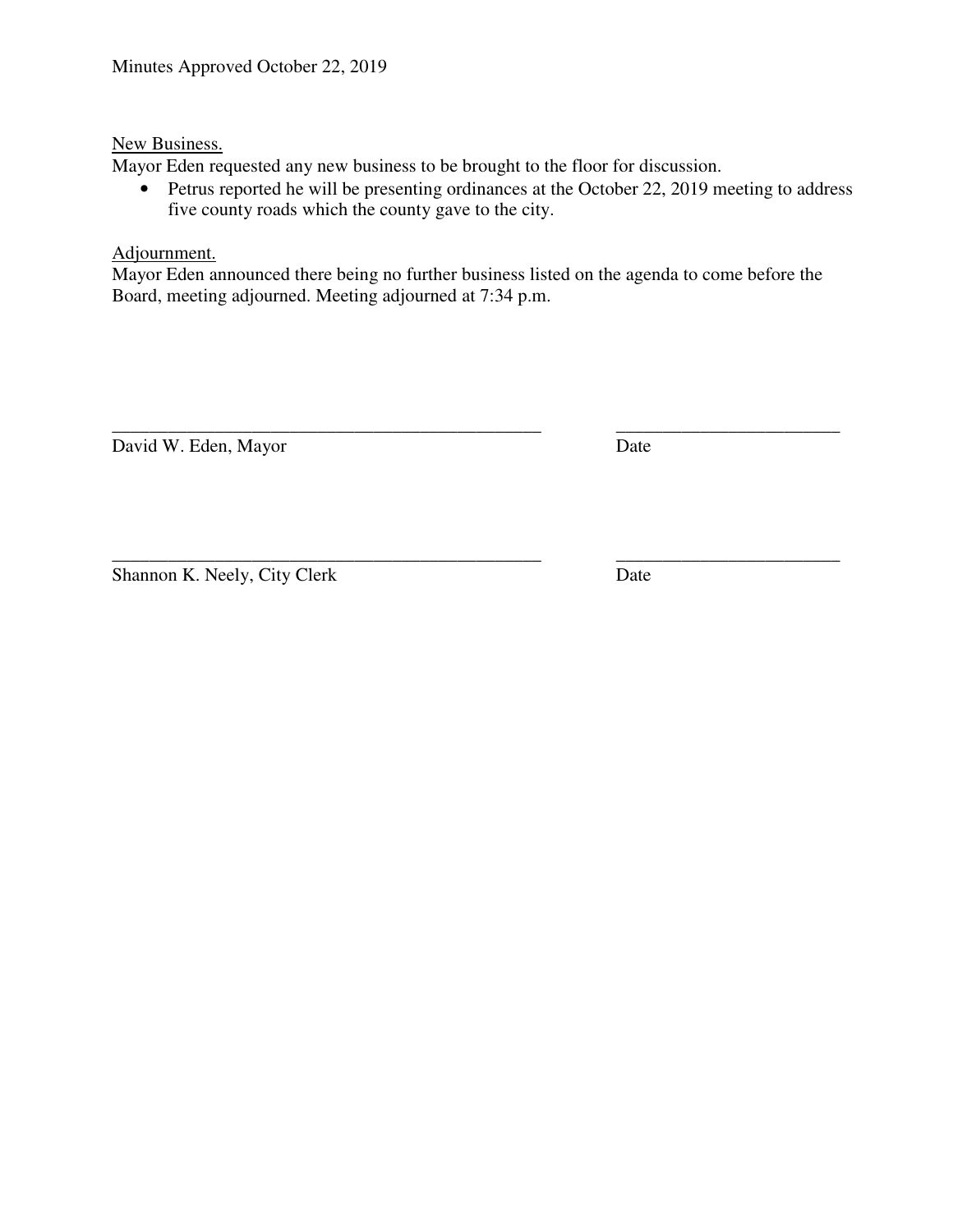Minutes Approved October 22, 2019

New Business.

Mayor Eden requested any new business to be brought to the floor for discussion.

- Petrus reported he will be presenting ordinances at the October 22, 2019 meeting to address five county roads which the county gave to the city.

Adjournment.

Mayor Eden announced there being no further business listed on the agenda to come before the Board, meeting adjourned. Meeting adjourned at 7:34 p.m.

_______________________________________________ _________________________

David W. Eden, Mayor Date

_______________________________________________ _________________________

Shannon K. Neely, City Clerk Date